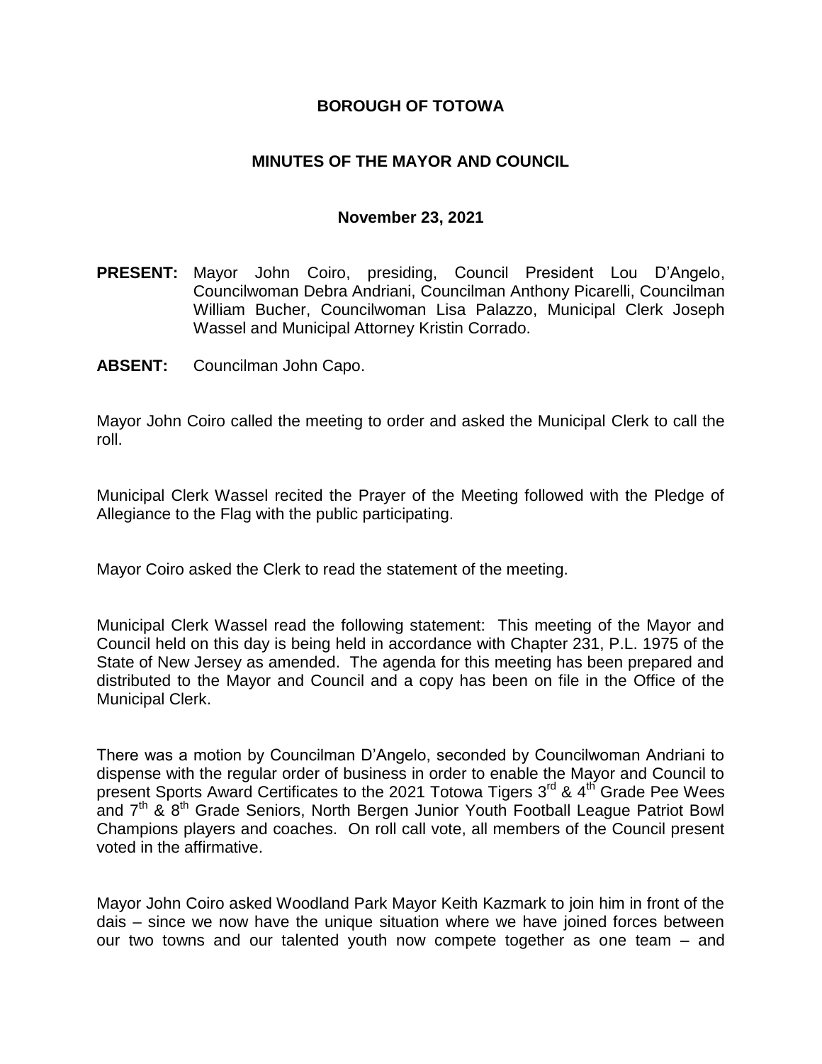# BOROUGH OF TOTOWA

## MINUTES OF THE MAYOR AND COUNCIL

### November 23, 2021

**PRESENT:** Mayor John Coiro, presiding, Council President Lou D'Angelo, Councilwoman Debra Andriani, Councilman Anthony Picarelli, Councilman William Bucher, Councilwoman Lisa Palazzo, Municipal Clerk Joseph Wassel and Municipal Attorney Kristin Corrado.

**ABSENT:** Councilman John Capo.

Mayor John Coiro called the meeting to order and asked the Municipal Clerk to call the roll.

Municipal Clerk Wassel recited the Prayer of the Meeting followed with the Pledge of Allegiance to the Flag with the public participating.

Mayor Coiro asked the Clerk to read the statement of the meeting.

Municipal Clerk Wassel read the following statement: This meeting of the Mayor and Council held on this day is being held in accordance with Chapter 231, P.L. 1975 of the State of New Jersey as amended. The agenda for this meeting has been prepared and distributed to the Mayor and Council and a copy has been on file in the Office of the Municipal Clerk.

There was a motion by Councilman D'Angelo, seconded by Councilwoman Andriani to dispense with the regular order of business in order to enable the Mayor and Council to present Sports Award Certificates to the 2021 Totowa Tigers 3rd & 4th Grade Pee Wees and 7th & 8th Grade Seniors, North Bergen Junior Youth Football League Patriot Bowl Champions players and coaches. On roll call vote, all members of the Council present voted in the affirmative.

Mayor John Coiro asked Woodland Park Mayor Keith Kazmark to join him in front of the dais – since we now have the unique situation where we have joined forces between our two towns and our talented youth now compete together as one team – and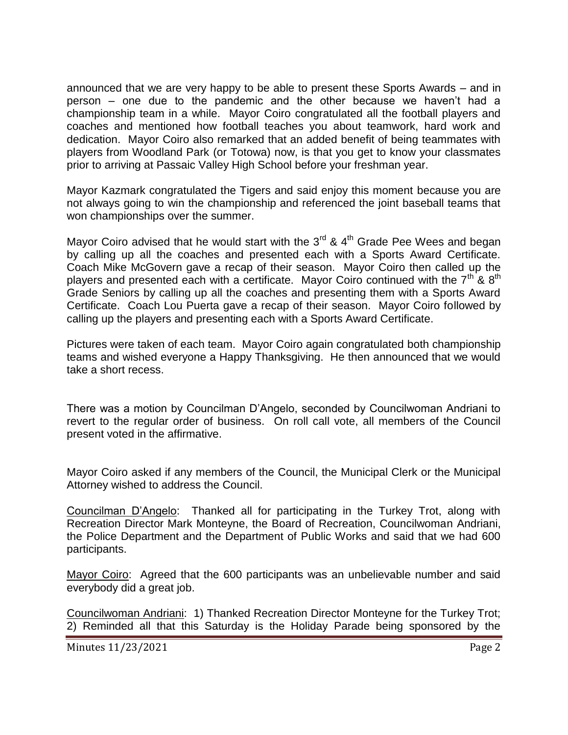announced that we are very happy to be able to present these Sports Awards – and in person – one due to the pandemic and the other because we haven't had a championship team in a while. Mayor Coiro congratulated all the football players and coaches and mentioned how football teaches you about teamwork, hard work and dedication. Mayor Coiro also remarked that an added benefit of being teammates with players from Woodland Park (or Totowa) now, is that you get to know your classmates prior to arriving at Passaic Valley High School before your freshman year.

Mayor Kazmark congratulated the Tigers and said enjoy this moment because you are not always going to win the championship and referenced the joint baseball teams that won championships over the summer.

Mayor Coiro advised that he would start with the 3rd & 4th Grade Pee Wees and began by calling up all the coaches and presented each with a Sports Award Certificate. Coach Mike McGovern gave a recap of their season. Mayor Coiro then called up the players and presented each with a certificate. Mayor Coiro continued with the 7th & 8th Grade Seniors by calling up all the coaches and presenting them with a Sports Award Certificate. Coach Lou Puerta gave a recap of their season. Mayor Coiro followed by calling up the players and presenting each with a Sports Award Certificate.

Pictures were taken of each team. Mayor Coiro again congratulated both championship teams and wished everyone a Happy Thanksgiving. He then announced that we would take a short recess.

There was a motion by Councilman D'Angelo, seconded by Councilwoman Andriani to revert to the regular order of business. On roll call vote, all members of the Council present voted in the affirmative.

Mayor Coiro asked if any members of the Council, the Municipal Clerk or the Municipal Attorney wished to address the Council.

Councilman D'Angelo: Thanked all for participating in the Turkey Trot, along with Recreation Director Mark Monteyne, the Board of Recreation, Councilwoman Andriani, the Police Department and the Department of Public Works and said that we had 600 participants.

Mayor Coiro: Agreed that the 600 participants was an unbelievable number and said everybody did a great job.

Councilwoman Andriani: 1) Thanked Recreation Director Monteyne for the Turkey Trot; 2) Reminded all that this Saturday is the Holiday Parade being sponsored by the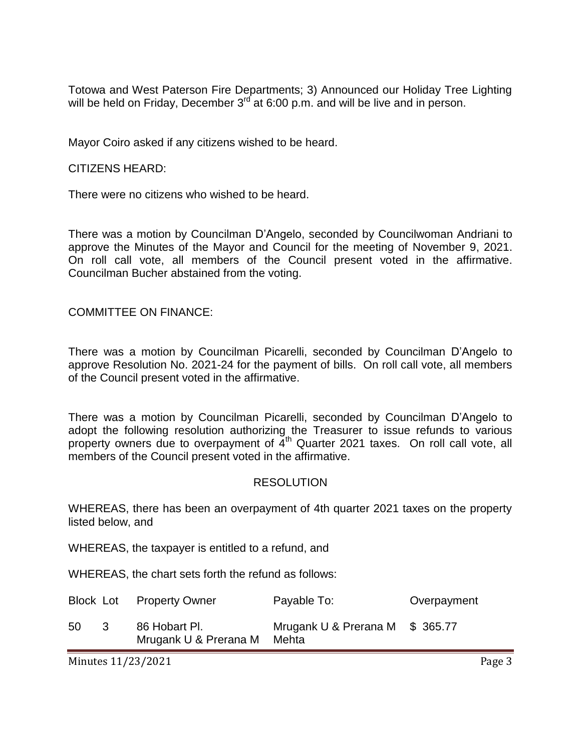Totowa and West Paterson Fire Departments; 3) Announced our Holiday Tree Lighting will be held on Friday, December 3rd at 6:00 p.m. and will be live and in person.

Mayor Coiro asked if any citizens wished to be heard.

CITIZENS HEARD:

There were no citizens who wished to be heard.

There was a motion by Councilman D'Angelo, seconded by Councilwoman Andriani to approve the Minutes of the Mayor and Council for the meeting of November 9, 2021. On roll call vote, all members of the Council present voted in the affirmative. Councilman Bucher abstained from the voting.

COMMITTEE ON FINANCE:

There was a motion by Councilman Picarelli, seconded by Councilman D'Angelo to approve Resolution No. 2021-24 for the payment of bills. On roll call vote, all members of the Council present voted in the affirmative.

There was a motion by Councilman Picarelli, seconded by Councilman D'Angelo to adopt the following resolution authorizing the Treasurer to issue refunds to various property owners due to overpayment of 4th Quarter 2021 taxes. On roll call vote, all members of the Council present voted in the affirmative.

RESOLUTION

WHEREAS, there has been an overpayment of 4th quarter 2021 taxes on the property listed below, and

WHEREAS, the taxpayer is entitled to a refund, and

WHEREAS, the chart sets forth the refund as follows:

| Block | Lot | Property Owner | Payable To: | Overpayment |
|---|---|---|---|---|
| 50 | 3 | 86 Hobart Pl. Mrugank U & Prerana M | Mrugank U & Prerana M Mehta | $ 365.77 |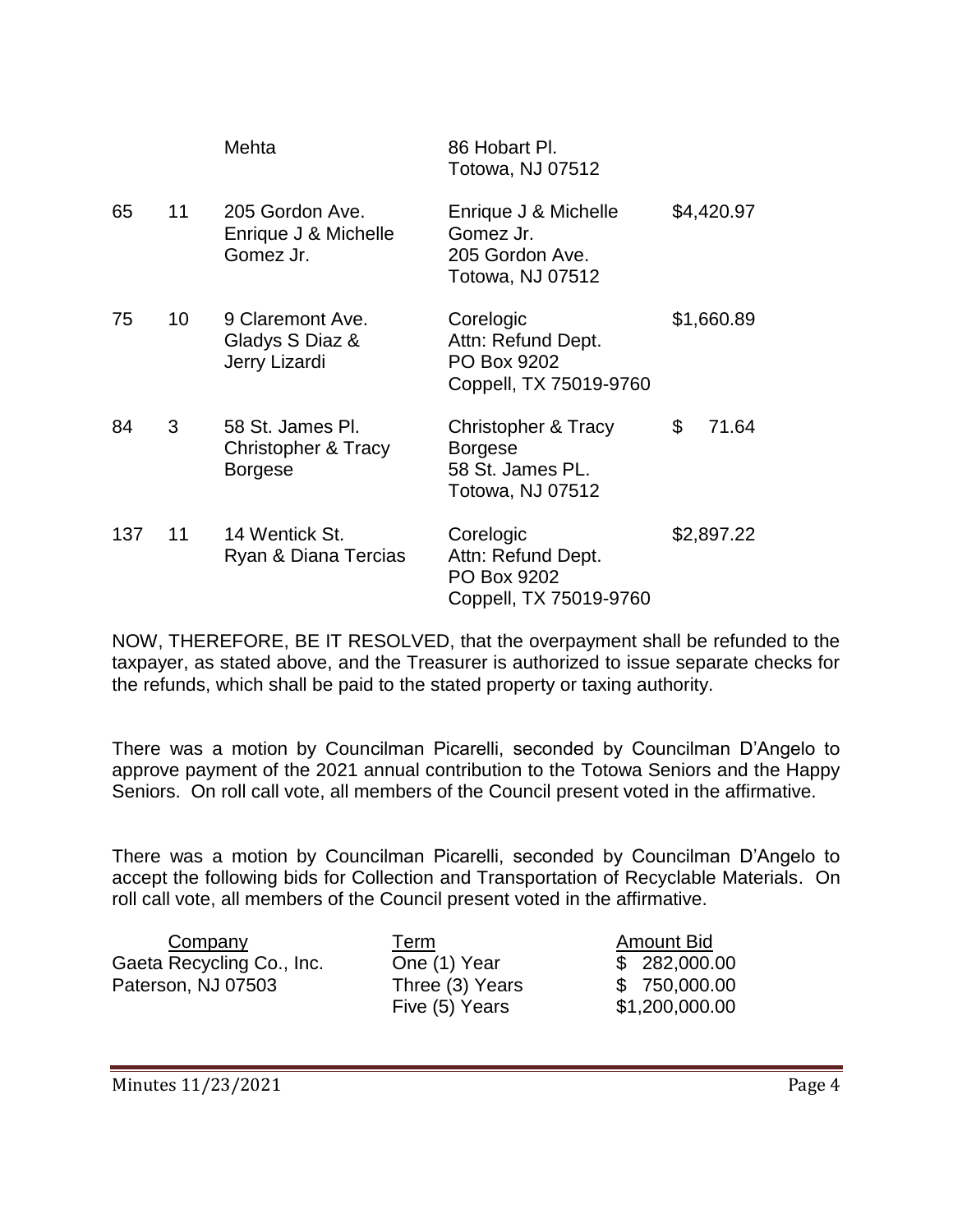| | | | | |
|---|---|---|---|---|
| | | Mehta | 86 Hobart Pl. Totowa, NJ 07512 | |
| 65 | 11 | 205 Gordon Ave. Enrique J & Michelle Gomez Jr. | Enrique J & Michelle Gomez Jr. 205 Gordon Ave. Totowa, NJ 07512 | $4,420.97 |
| 75 | 10 | 9 Claremont Ave. Gladys S Diaz & Jerry Lizardi | Corelogic Attn: Refund Dept. PO Box 9202 Coppell, TX 75019-9760 | $1,660.89 |
| 84 | 3 | 58 St. James Pl. Christopher & Tracy Borgese | Christopher & Tracy Borgese 58 St. James PL. Totowa, NJ 07512 | $ 71.64 |
| 137 | 11 | 14 Wentick St. Ryan & Diana Tercias | Corelogic Attn: Refund Dept. PO Box 9202 Coppell, TX 75019-9760 | $2,897.22 |

NOW, THEREFORE, BE IT RESOLVED, that the overpayment shall be refunded to the taxpayer, as stated above, and the Treasurer is authorized to issue separate checks for the refunds, which shall be paid to the stated property or taxing authority.

There was a motion by Councilman Picarelli, seconded by Councilman D'Angelo to approve payment of the 2021 annual contribution to the Totowa Seniors and the Happy Seniors. On roll call vote, all members of the Council present voted in the affirmative.

There was a motion by Councilman Picarelli, seconded by Councilman D'Angelo to accept the following bids for Collection and Transportation of Recyclable Materials. On roll call vote, all members of the Council present voted in the affirmative.

| Company | Term | Amount Bid |
|---|---|---|
| Gaeta Recycling Co., Inc. | One (1) Year | $ 282,000.00 |
| Paterson, NJ 07503 | Three (3) Years | $ 750,000.00 |
| | Five (5) Years | $1,200,000.00 |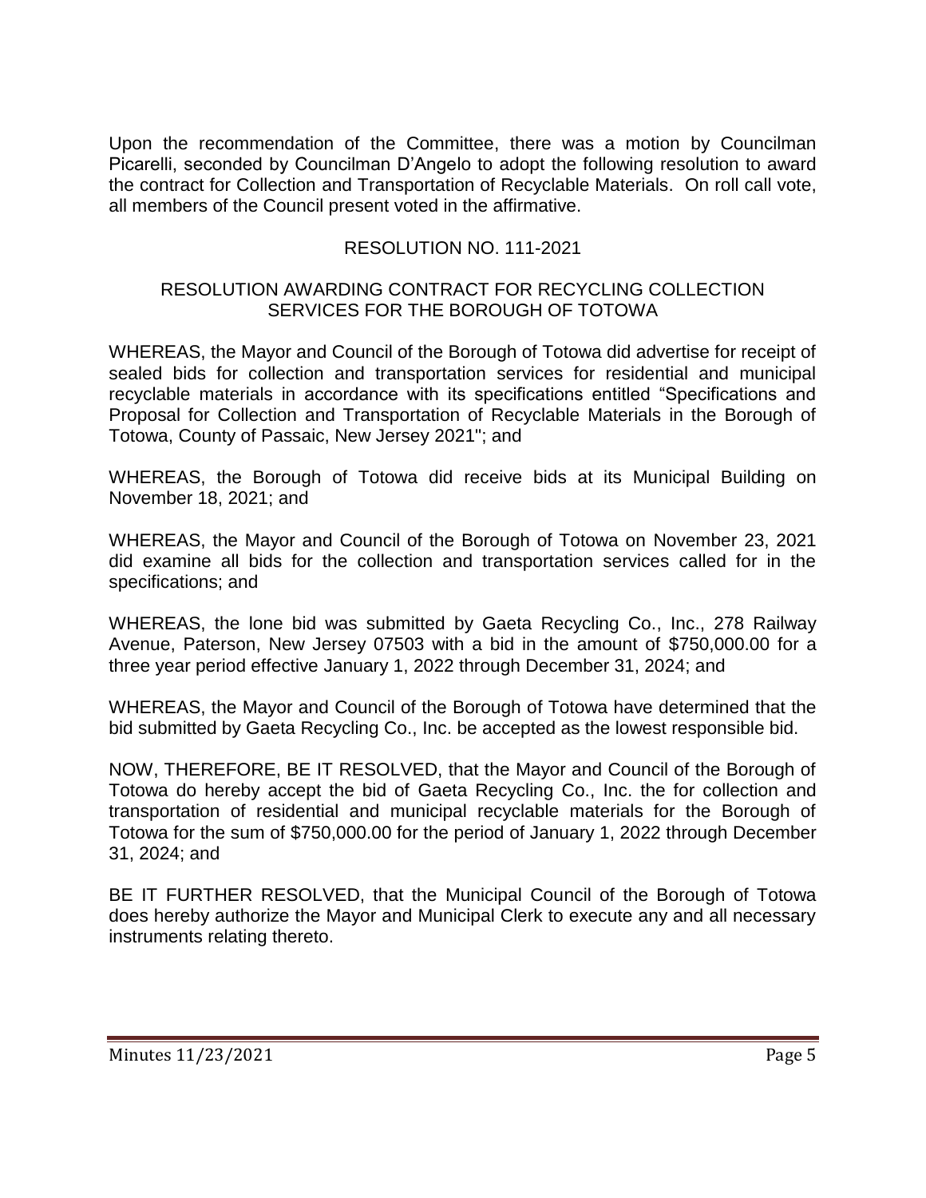Upon the recommendation of the Committee, there was a motion by Councilman Picarelli, seconded by Councilman D'Angelo to adopt the following resolution to award the contract for Collection and Transportation of Recyclable Materials. On roll call vote, all members of the Council present voted in the affirmative.

RESOLUTION NO. 111-2021

RESOLUTION AWARDING CONTRACT FOR RECYCLING COLLECTION SERVICES FOR THE BOROUGH OF TOTOWA

WHEREAS, the Mayor and Council of the Borough of Totowa did advertise for receipt of sealed bids for collection and transportation services for residential and municipal recyclable materials in accordance with its specifications entitled "Specifications and Proposal for Collection and Transportation of Recyclable Materials in the Borough of Totowa, County of Passaic, New Jersey 2021"; and

WHEREAS, the Borough of Totowa did receive bids at its Municipal Building on November 18, 2021; and

WHEREAS, the Mayor and Council of the Borough of Totowa on November 23, 2021 did examine all bids for the collection and transportation services called for in the specifications; and

WHEREAS, the lone bid was submitted by Gaeta Recycling Co., Inc., 278 Railway Avenue, Paterson, New Jersey 07503 with a bid in the amount of $750,000.00 for a three year period effective January 1, 2022 through December 31, 2024; and

WHEREAS, the Mayor and Council of the Borough of Totowa have determined that the bid submitted by Gaeta Recycling Co., Inc. be accepted as the lowest responsible bid.

NOW, THEREFORE, BE IT RESOLVED, that the Mayor and Council of the Borough of Totowa do hereby accept the bid of Gaeta Recycling Co., Inc. the for collection and transportation of residential and municipal recyclable materials for the Borough of Totowa for the sum of $750,000.00 for the period of January 1, 2022 through December 31, 2024; and

BE IT FURTHER RESOLVED, that the Municipal Council of the Borough of Totowa does hereby authorize the Mayor and Municipal Clerk to execute any and all necessary instruments relating thereto.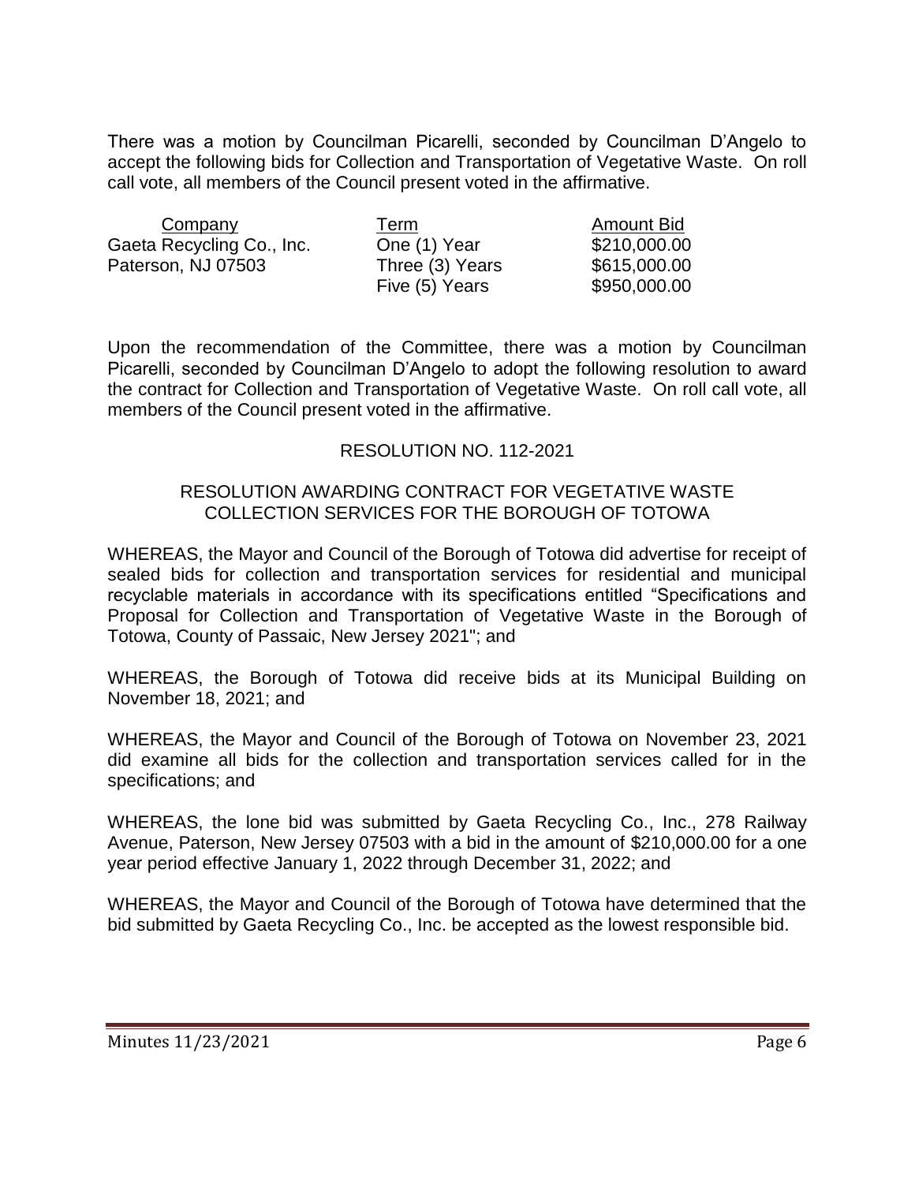There was a motion by Councilman Picarelli, seconded by Councilman D'Angelo to accept the following bids for Collection and Transportation of Vegetative Waste. On roll call vote, all members of the Council present voted in the affirmative.

| Company | Term | Amount Bid |
|---|---|---|
| Gaeta Recycling Co., Inc. | One (1) Year | \$210,000.00 |
| Paterson, NJ 07503 | Three (3) Years | \$615,000.00 |
| | Five (5) Years | \$950,000.00 |

Upon the recommendation of the Committee, there was a motion by Councilman Picarelli, seconded by Councilman D'Angelo to adopt the following resolution to award the contract for Collection and Transportation of Vegetative Waste. On roll call vote, all members of the Council present voted in the affirmative.

RESOLUTION NO. 112-2021

RESOLUTION AWARDING CONTRACT FOR VEGETATIVE WASTE COLLECTION SERVICES FOR THE BOROUGH OF TOTOWA

WHEREAS, the Mayor and Council of the Borough of Totowa did advertise for receipt of sealed bids for collection and transportation services for residential and municipal recyclable materials in accordance with its specifications entitled "Specifications and Proposal for Collection and Transportation of Vegetative Waste in the Borough of Totowa, County of Passaic, New Jersey 2021"; and

WHEREAS, the Borough of Totowa did receive bids at its Municipal Building on November 18, 2021; and

WHEREAS, the Mayor and Council of the Borough of Totowa on November 23, 2021 did examine all bids for the collection and transportation services called for in the specifications; and

WHEREAS, the lone bid was submitted by Gaeta Recycling Co., Inc., 278 Railway Avenue, Paterson, New Jersey 07503 with a bid in the amount of \$210,000.00 for a one year period effective January 1, 2022 through December 31, 2022; and

WHEREAS, the Mayor and Council of the Borough of Totowa have determined that the bid submitted by Gaeta Recycling Co., Inc. be accepted as the lowest responsible bid.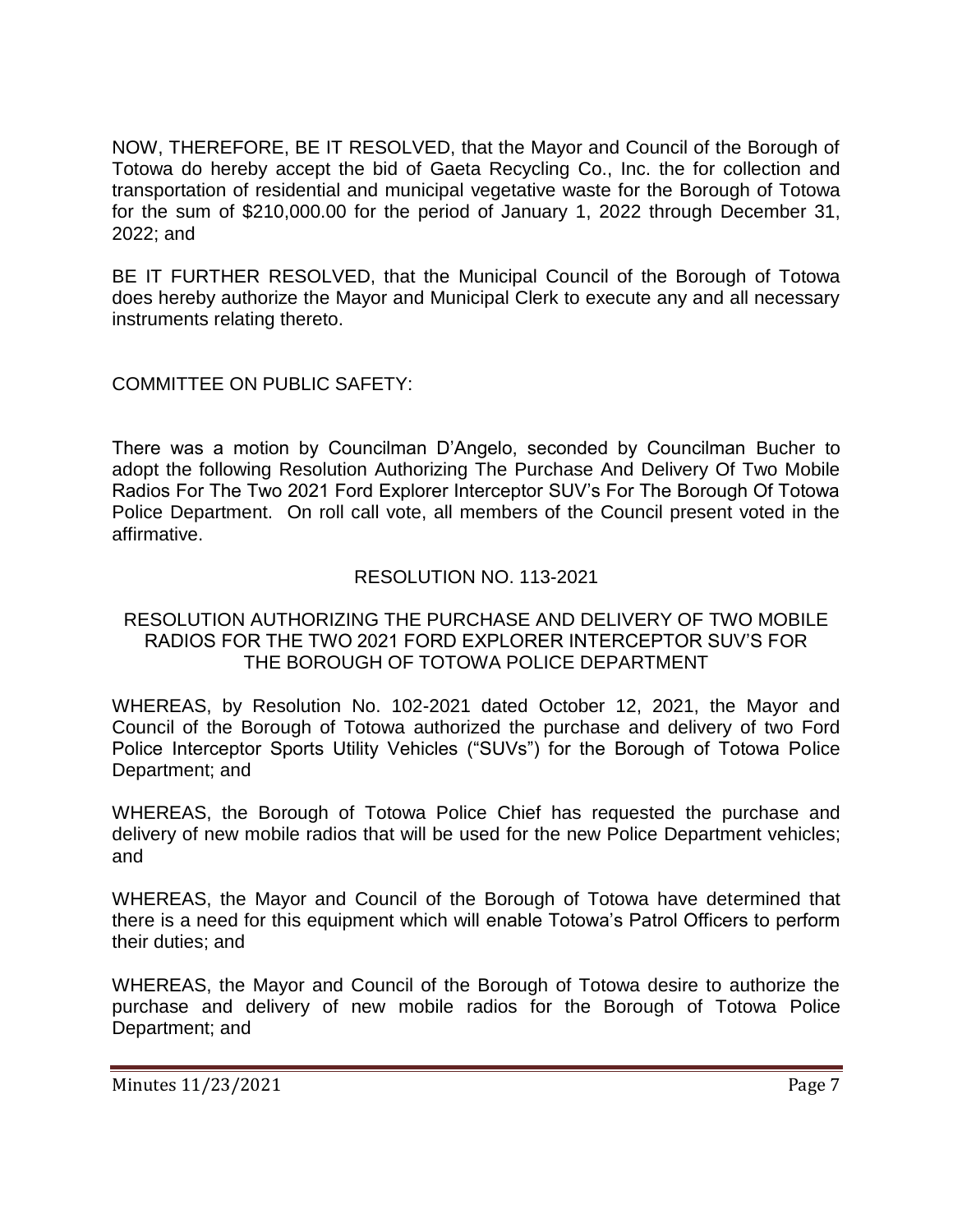NOW, THEREFORE, BE IT RESOLVED, that the Mayor and Council of the Borough of Totowa do hereby accept the bid of Gaeta Recycling Co., Inc. the for collection and transportation of residential and municipal vegetative waste for the Borough of Totowa for the sum of $210,000.00 for the period of January 1, 2022 through December 31, 2022; and

BE IT FURTHER RESOLVED, that the Municipal Council of the Borough of Totowa does hereby authorize the Mayor and Municipal Clerk to execute any and all necessary instruments relating thereto.

COMMITTEE ON PUBLIC SAFETY:

There was a motion by Councilman D'Angelo, seconded by Councilman Bucher to adopt the following Resolution Authorizing The Purchase And Delivery Of Two Mobile Radios For The Two 2021 Ford Explorer Interceptor SUV's For The Borough Of Totowa Police Department. On roll call vote, all members of the Council present voted in the affirmative.

RESOLUTION NO. 113-2021

RESOLUTION AUTHORIZING THE PURCHASE AND DELIVERY OF TWO MOBILE RADIOS FOR THE TWO 2021 FORD EXPLORER INTERCEPTOR SUV'S FOR THE BOROUGH OF TOTOWA POLICE DEPARTMENT

WHEREAS, by Resolution No. 102-2021 dated October 12, 2021, the Mayor and Council of the Borough of Totowa authorized the purchase and delivery of two Ford Police Interceptor Sports Utility Vehicles ("SUVs") for the Borough of Totowa Police Department; and

WHEREAS, the Borough of Totowa Police Chief has requested the purchase and delivery of new mobile radios that will be used for the new Police Department vehicles; and

WHEREAS, the Mayor and Council of the Borough of Totowa have determined that there is a need for this equipment which will enable Totowa's Patrol Officers to perform their duties; and

WHEREAS, the Mayor and Council of the Borough of Totowa desire to authorize the purchase and delivery of new mobile radios for the Borough of Totowa Police Department; and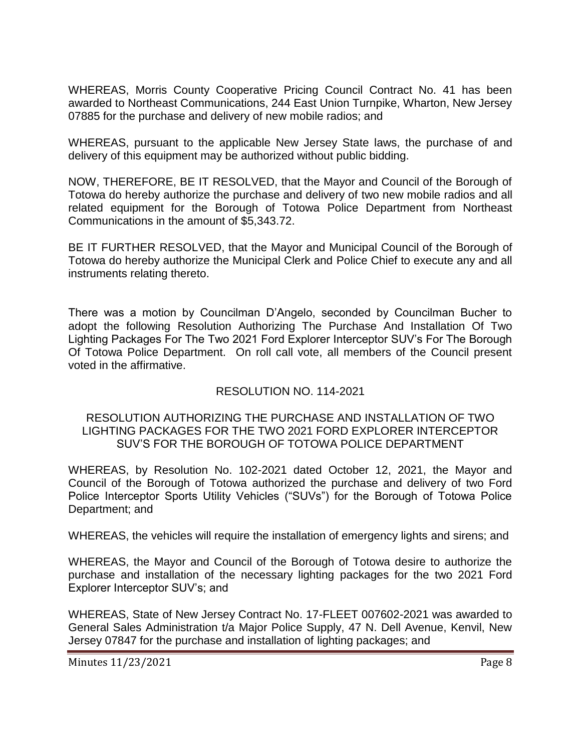WHEREAS, Morris County Cooperative Pricing Council Contract No. 41 has been awarded to Northeast Communications, 244 East Union Turnpike, Wharton, New Jersey 07885 for the purchase and delivery of new mobile radios; and

WHEREAS, pursuant to the applicable New Jersey State laws, the purchase of and delivery of this equipment may be authorized without public bidding.

NOW, THEREFORE, BE IT RESOLVED, that the Mayor and Council of the Borough of Totowa do hereby authorize the purchase and delivery of two new mobile radios and all related equipment for the Borough of Totowa Police Department from Northeast Communications in the amount of $5,343.72.

BE IT FURTHER RESOLVED, that the Mayor and Municipal Council of the Borough of Totowa do hereby authorize the Municipal Clerk and Police Chief to execute any and all instruments relating thereto.

There was a motion by Councilman D'Angelo, seconded by Councilman Bucher to adopt the following Resolution Authorizing The Purchase And Installation Of Two Lighting Packages For The Two 2021 Ford Explorer Interceptor SUV's For The Borough Of Totowa Police Department. On roll call vote, all members of the Council present voted in the affirmative.

RESOLUTION NO. 114-2021

RESOLUTION AUTHORIZING THE PURCHASE AND INSTALLATION OF TWO LIGHTING PACKAGES FOR THE TWO 2021 FORD EXPLORER INTERCEPTOR SUV'S FOR THE BOROUGH OF TOTOWA POLICE DEPARTMENT

WHEREAS, by Resolution No. 102-2021 dated October 12, 2021, the Mayor and Council of the Borough of Totowa authorized the purchase and delivery of two Ford Police Interceptor Sports Utility Vehicles ("SUVs") for the Borough of Totowa Police Department; and

WHEREAS, the vehicles will require the installation of emergency lights and sirens; and

WHEREAS, the Mayor and Council of the Borough of Totowa desire to authorize the purchase and installation of the necessary lighting packages for the two 2021 Ford Explorer Interceptor SUV's; and

WHEREAS, State of New Jersey Contract No. 17-FLEET 007602-2021 was awarded to General Sales Administration t/a Major Police Supply, 47 N. Dell Avenue, Kenvil, New Jersey 07847 for the purchase and installation of lighting packages; and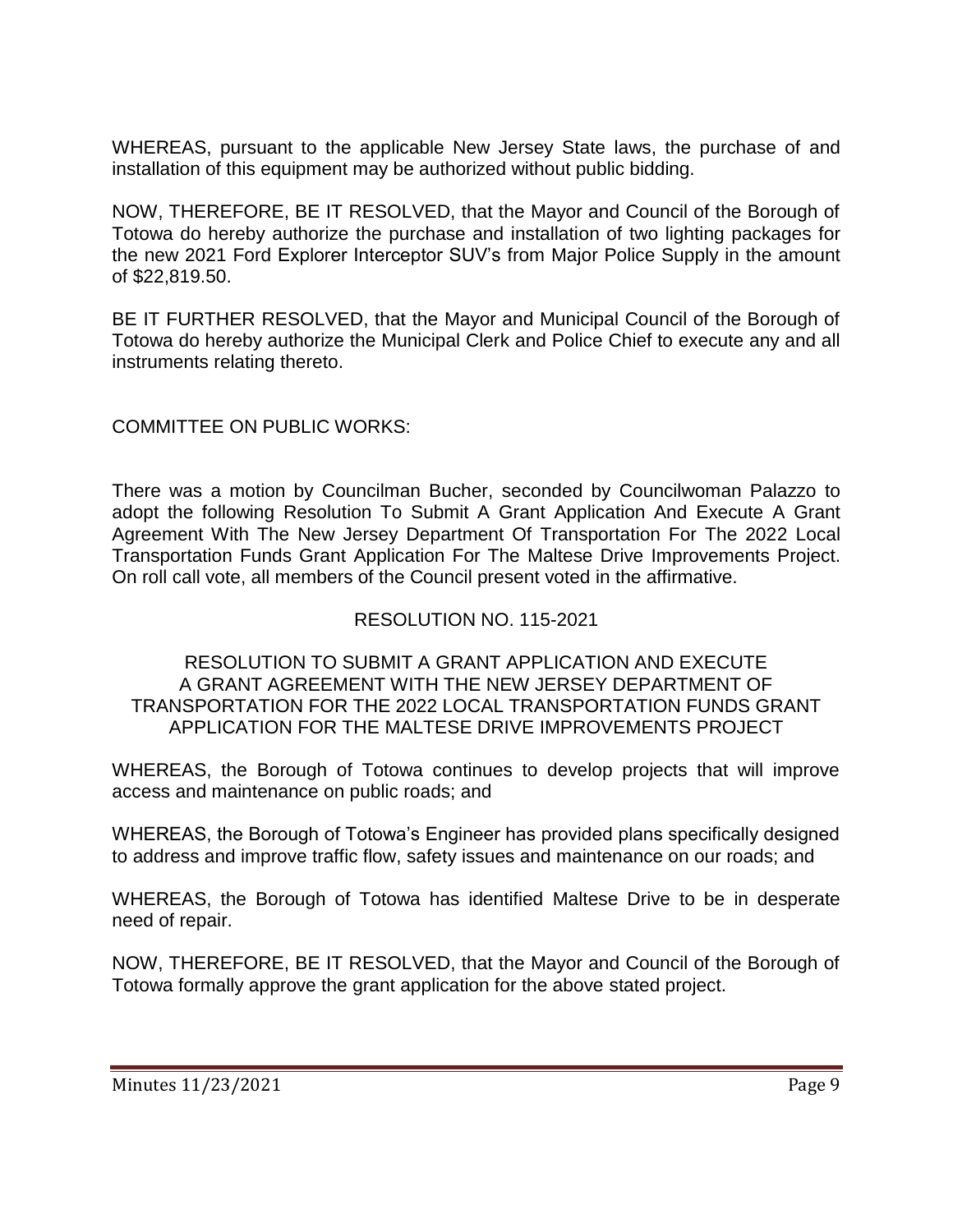WHEREAS, pursuant to the applicable New Jersey State laws, the purchase of and installation of this equipment may be authorized without public bidding.

NOW, THEREFORE, BE IT RESOLVED, that the Mayor and Council of the Borough of Totowa do hereby authorize the purchase and installation of two lighting packages for the new 2021 Ford Explorer Interceptor SUV's from Major Police Supply in the amount of $22,819.50.

BE IT FURTHER RESOLVED, that the Mayor and Municipal Council of the Borough of Totowa do hereby authorize the Municipal Clerk and Police Chief to execute any and all instruments relating thereto.

COMMITTEE ON PUBLIC WORKS:

There was a motion by Councilman Bucher, seconded by Councilwoman Palazzo to adopt the following Resolution To Submit A Grant Application And Execute A Grant Agreement With The New Jersey Department Of Transportation For The 2022 Local Transportation Funds Grant Application For The Maltese Drive Improvements Project. On roll call vote, all members of the Council present voted in the affirmative.

RESOLUTION NO. 115-2021

RESOLUTION TO SUBMIT A GRANT APPLICATION AND EXECUTE A GRANT AGREEMENT WITH THE NEW JERSEY DEPARTMENT OF TRANSPORTATION FOR THE 2022 LOCAL TRANSPORTATION FUNDS GRANT APPLICATION FOR THE MALTESE DRIVE IMPROVEMENTS PROJECT

WHEREAS, the Borough of Totowa continues to develop projects that will improve access and maintenance on public roads; and

WHEREAS, the Borough of Totowa's Engineer has provided plans specifically designed to address and improve traffic flow, safety issues and maintenance on our roads; and

WHEREAS, the Borough of Totowa has identified Maltese Drive to be in desperate need of repair.

NOW, THEREFORE, BE IT RESOLVED, that the Mayor and Council of the Borough of Totowa formally approve the grant application for the above stated project.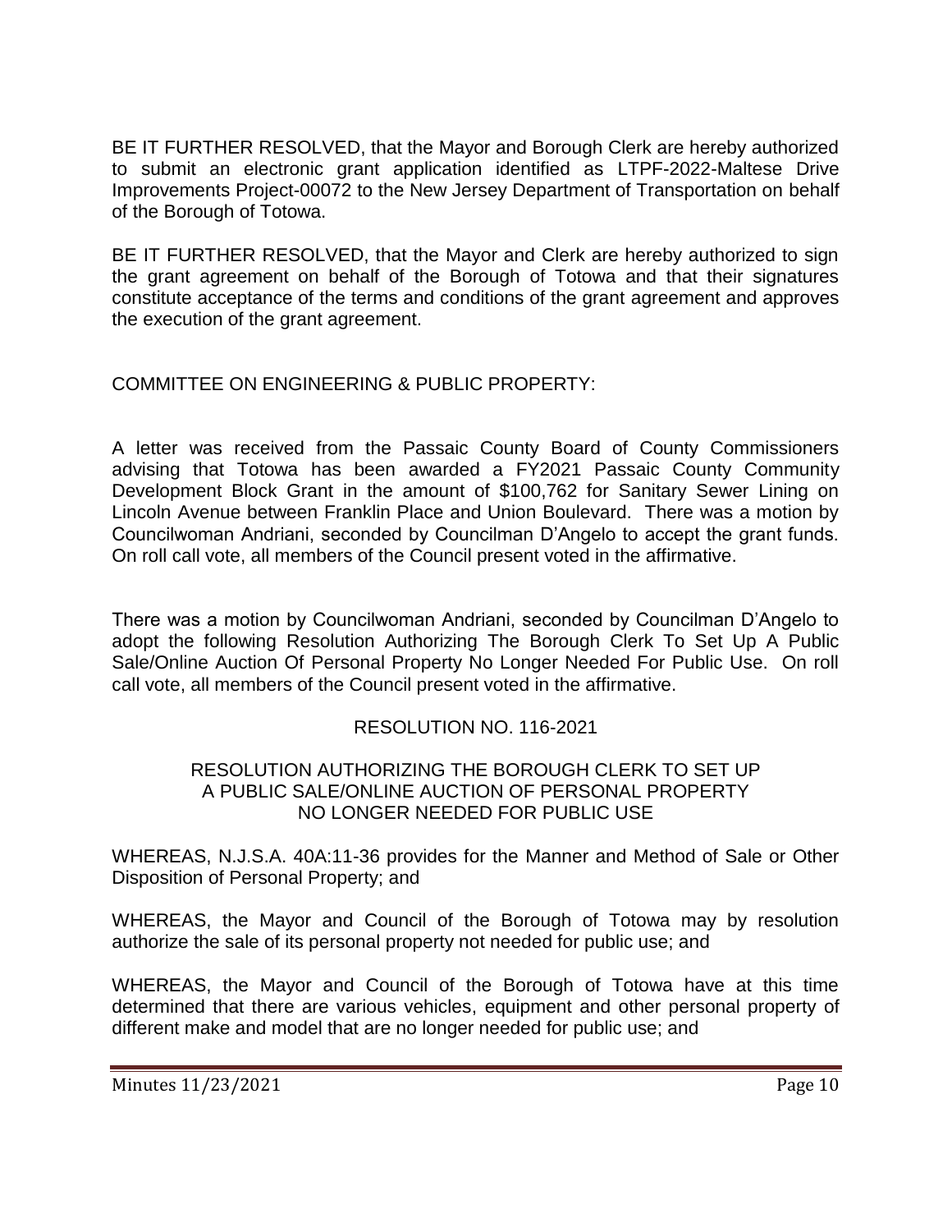BE IT FURTHER RESOLVED, that the Mayor and Borough Clerk are hereby authorized to submit an electronic grant application identified as LTPF-2022-Maltese Drive Improvements Project-00072 to the New Jersey Department of Transportation on behalf of the Borough of Totowa.

BE IT FURTHER RESOLVED, that the Mayor and Clerk are hereby authorized to sign the grant agreement on behalf of the Borough of Totowa and that their signatures constitute acceptance of the terms and conditions of the grant agreement and approves the execution of the grant agreement.

COMMITTEE ON ENGINEERING & PUBLIC PROPERTY:

A letter was received from the Passaic County Board of County Commissioners advising that Totowa has been awarded a FY2021 Passaic County Community Development Block Grant in the amount of $100,762 for Sanitary Sewer Lining on Lincoln Avenue between Franklin Place and Union Boulevard. There was a motion by Councilwoman Andriani, seconded by Councilman D'Angelo to accept the grant funds. On roll call vote, all members of the Council present voted in the affirmative.

There was a motion by Councilwoman Andriani, seconded by Councilman D'Angelo to adopt the following Resolution Authorizing The Borough Clerk To Set Up A Public Sale/Online Auction Of Personal Property No Longer Needed For Public Use. On roll call vote, all members of the Council present voted in the affirmative.

RESOLUTION NO. 116-2021

RESOLUTION AUTHORIZING THE BOROUGH CLERK TO SET UP A PUBLIC SALE/ONLINE AUCTION OF PERSONAL PROPERTY NO LONGER NEEDED FOR PUBLIC USE

WHEREAS, N.J.S.A. 40A:11-36 provides for the Manner and Method of Sale or Other Disposition of Personal Property; and

WHEREAS, the Mayor and Council of the Borough of Totowa may by resolution authorize the sale of its personal property not needed for public use; and

WHEREAS, the Mayor and Council of the Borough of Totowa have at this time determined that there are various vehicles, equipment and other personal property of different make and model that are no longer needed for public use; and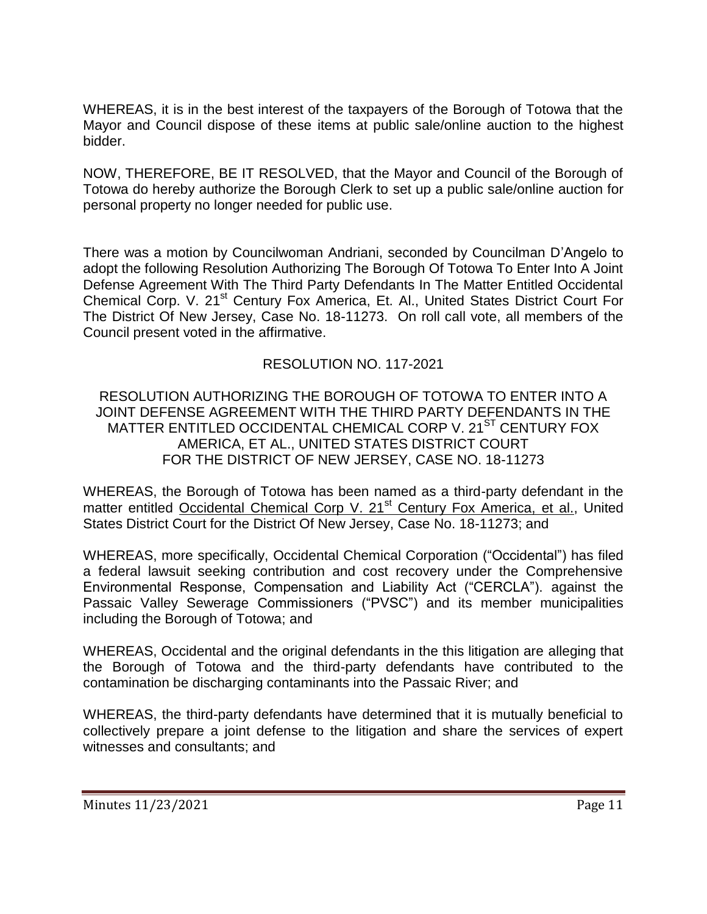WHEREAS, it is in the best interest of the taxpayers of the Borough of Totowa that the Mayor and Council dispose of these items at public sale/online auction to the highest bidder.

NOW, THEREFORE, BE IT RESOLVED, that the Mayor and Council of the Borough of Totowa do hereby authorize the Borough Clerk to set up a public sale/online auction for personal property no longer needed for public use.

There was a motion by Councilwoman Andriani, seconded by Councilman D'Angelo to adopt the following Resolution Authorizing The Borough Of Totowa To Enter Into A Joint Defense Agreement With The Third Party Defendants In The Matter Entitled Occidental Chemical Corp. V. 21st Century Fox America, Et. Al., United States District Court For The District Of New Jersey, Case No. 18-11273. On roll call vote, all members of the Council present voted in the affirmative.

RESOLUTION NO. 117-2021

RESOLUTION AUTHORIZING THE BOROUGH OF TOTOWA TO ENTER INTO A JOINT DEFENSE AGREEMENT WITH THE THIRD PARTY DEFENDANTS IN THE MATTER ENTITLED OCCIDENTAL CHEMICAL CORP V. 21ST CENTURY FOX AMERICA, ET AL., UNITED STATES DISTRICT COURT FOR THE DISTRICT OF NEW JERSEY, CASE NO. 18-11273

WHEREAS, the Borough of Totowa has been named as a third-party defendant in the matter entitled Occidental Chemical Corp V. 21st Century Fox America, et al., United States District Court for the District Of New Jersey, Case No. 18-11273; and

WHEREAS, more specifically, Occidental Chemical Corporation ("Occidental") has filed a federal lawsuit seeking contribution and cost recovery under the Comprehensive Environmental Response, Compensation and Liability Act ("CERCLA"). against the Passaic Valley Sewerage Commissioners ("PVSC") and its member municipalities including the Borough of Totowa; and

WHEREAS, Occidental and the original defendants in the this litigation are alleging that the Borough of Totowa and the third-party defendants have contributed to the contamination be discharging contaminants into the Passaic River; and

WHEREAS, the third-party defendants have determined that it is mutually beneficial to collectively prepare a joint defense to the litigation and share the services of expert witnesses and consultants; and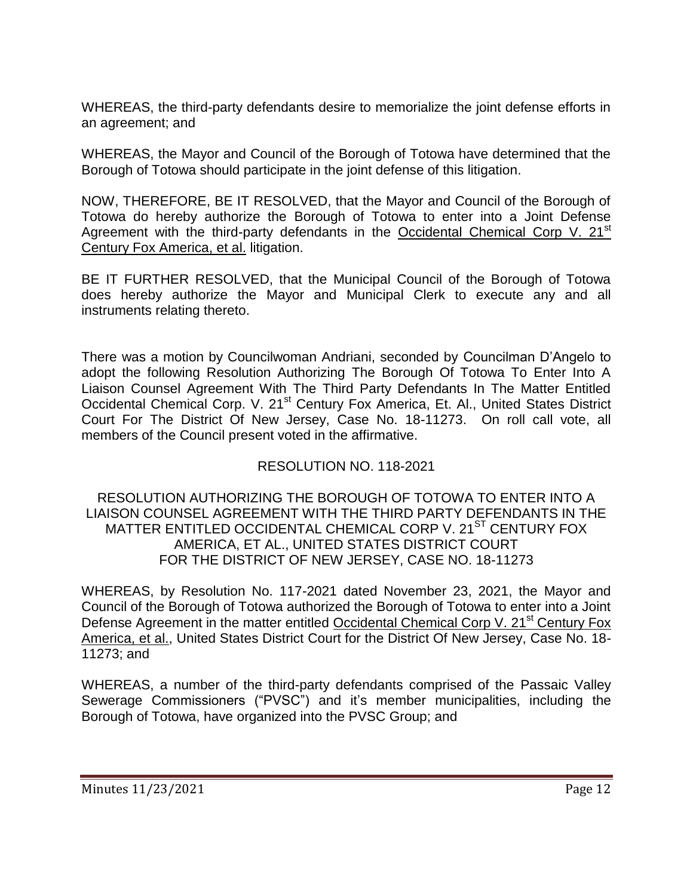WHEREAS, the third-party defendants desire to memorialize the joint defense efforts in an agreement; and

WHEREAS, the Mayor and Council of the Borough of Totowa have determined that the Borough of Totowa should participate in the joint defense of this litigation.

NOW, THEREFORE, BE IT RESOLVED, that the Mayor and Council of the Borough of Totowa do hereby authorize the Borough of Totowa to enter into a Joint Defense Agreement with the third-party defendants in the Occidental Chemical Corp V. 21st Century Fox America, et al. litigation.

BE IT FURTHER RESOLVED, that the Municipal Council of the Borough of Totowa does hereby authorize the Mayor and Municipal Clerk to execute any and all instruments relating thereto.

There was a motion by Councilwoman Andriani, seconded by Councilman D'Angelo to adopt the following Resolution Authorizing The Borough Of Totowa To Enter Into A Liaison Counsel Agreement With The Third Party Defendants In The Matter Entitled Occidental Chemical Corp. V. 21st Century Fox America, Et. Al., United States District Court For The District Of New Jersey, Case No. 18-11273. On roll call vote, all members of the Council present voted in the affirmative.

RESOLUTION NO. 118-2021

RESOLUTION AUTHORIZING THE BOROUGH OF TOTOWA TO ENTER INTO A LIAISON COUNSEL AGREEMENT WITH THE THIRD PARTY DEFENDANTS IN THE MATTER ENTITLED OCCIDENTAL CHEMICAL CORP V. 21ST CENTURY FOX AMERICA, ET AL., UNITED STATES DISTRICT COURT FOR THE DISTRICT OF NEW JERSEY, CASE NO. 18-11273

WHEREAS, by Resolution No. 117-2021 dated November 23, 2021, the Mayor and Council of the Borough of Totowa authorized the Borough of Totowa to enter into a Joint Defense Agreement in the matter entitled Occidental Chemical Corp V. 21st Century Fox America, et al., United States District Court for the District Of New Jersey, Case No. 18-11273; and

WHEREAS, a number of the third-party defendants comprised of the Passaic Valley Sewerage Commissioners ("PVSC") and it's member municipalities, including the Borough of Totowa, have organized into the PVSC Group; and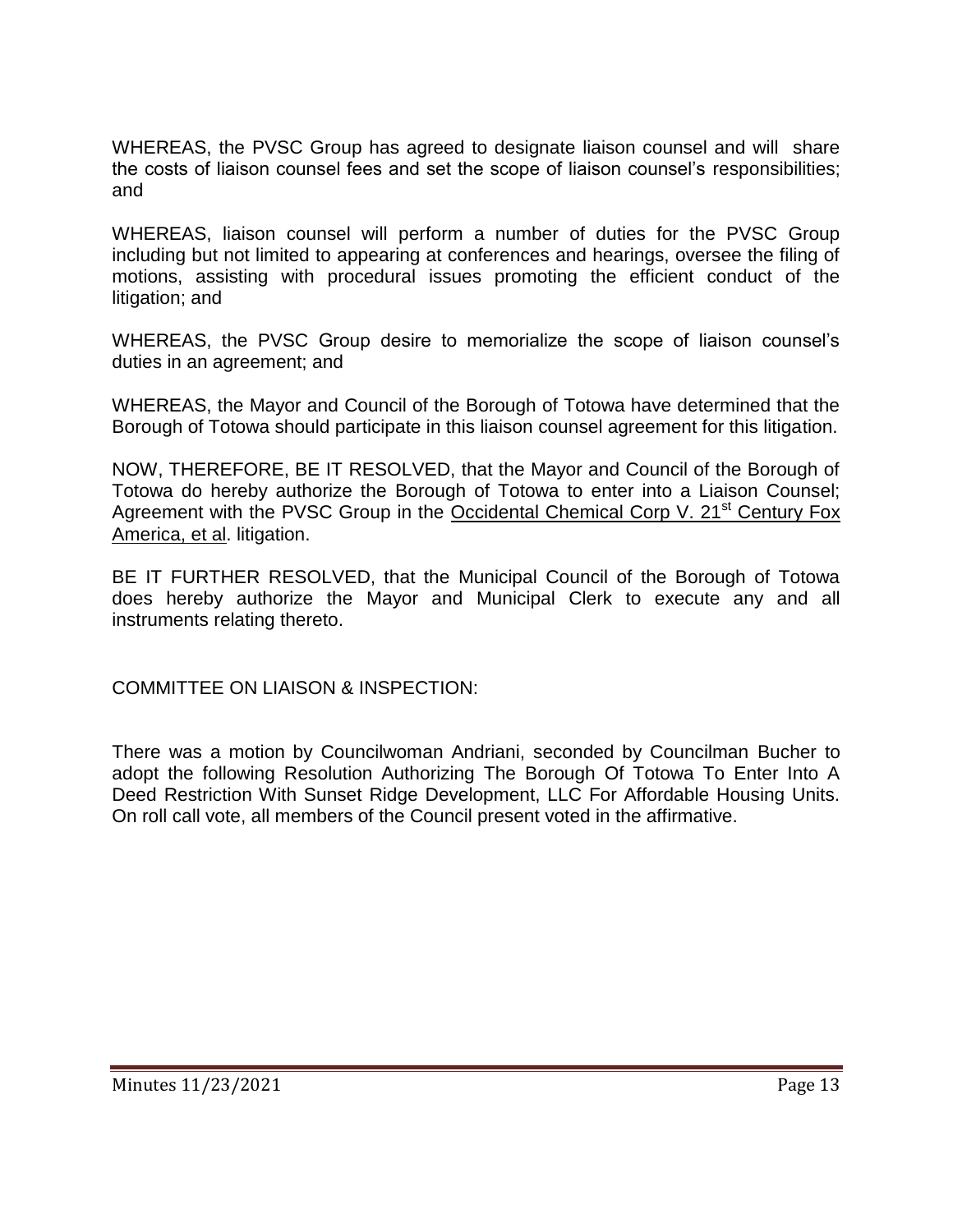WHEREAS, the PVSC Group has agreed to designate liaison counsel and will share the costs of liaison counsel fees and set the scope of liaison counsel's responsibilities; and

WHEREAS, liaison counsel will perform a number of duties for the PVSC Group including but not limited to appearing at conferences and hearings, oversee the filing of motions, assisting with procedural issues promoting the efficient conduct of the litigation; and

WHEREAS, the PVSC Group desire to memorialize the scope of liaison counsel's duties in an agreement; and

WHEREAS, the Mayor and Council of the Borough of Totowa have determined that the Borough of Totowa should participate in this liaison counsel agreement for this litigation.

NOW, THEREFORE, BE IT RESOLVED, that the Mayor and Council of the Borough of Totowa do hereby authorize the Borough of Totowa to enter into a Liaison Counsel; Agreement with the PVSC Group in the Occidental Chemical Corp V. 21st Century Fox America, et al. litigation.

BE IT FURTHER RESOLVED, that the Municipal Council of the Borough of Totowa does hereby authorize the Mayor and Municipal Clerk to execute any and all instruments relating thereto.

COMMITTEE ON LIAISON & INSPECTION:

There was a motion by Councilwoman Andriani, seconded by Councilman Bucher to adopt the following Resolution Authorizing The Borough Of Totowa To Enter Into A Deed Restriction With Sunset Ridge Development, LLC For Affordable Housing Units. On roll call vote, all members of the Council present voted in the affirmative.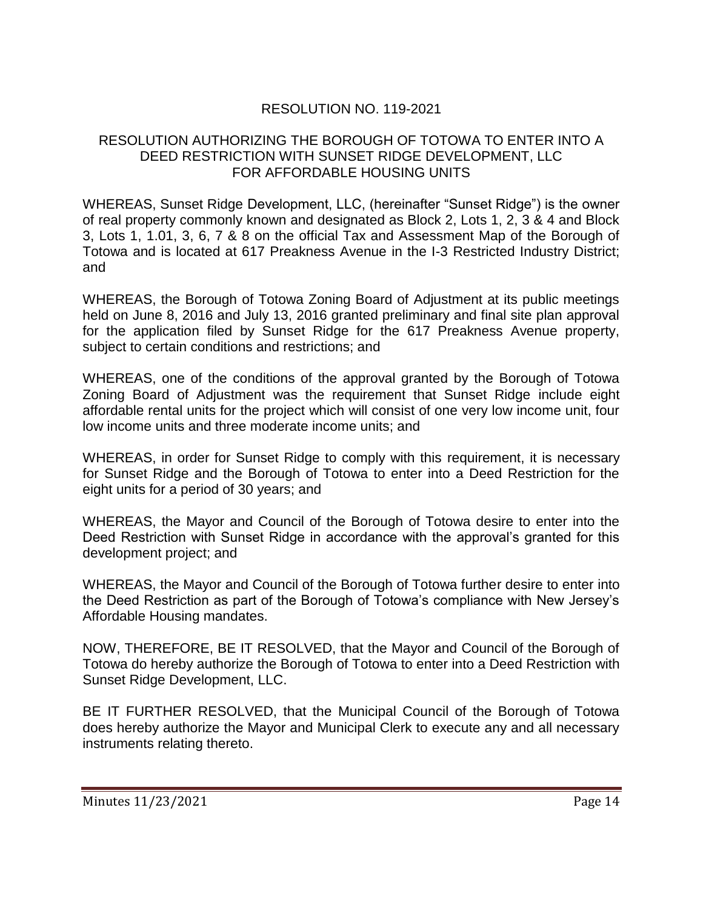RESOLUTION NO. 119-2021

RESOLUTION AUTHORIZING THE BOROUGH OF TOTOWA TO ENTER INTO A DEED RESTRICTION WITH SUNSET RIDGE DEVELOPMENT, LLC FOR AFFORDABLE HOUSING UNITS

WHEREAS, Sunset Ridge Development, LLC, (hereinafter "Sunset Ridge") is the owner of real property commonly known and designated as Block 2, Lots 1, 2, 3 & 4 and Block 3, Lots 1, 1.01, 3, 6, 7 & 8 on the official Tax and Assessment Map of the Borough of Totowa and is located at 617 Preakness Avenue in the I-3 Restricted Industry District; and

WHEREAS, the Borough of Totowa Zoning Board of Adjustment at its public meetings held on June 8, 2016 and July 13, 2016 granted preliminary and final site plan approval for the application filed by Sunset Ridge for the 617 Preakness Avenue property, subject to certain conditions and restrictions; and

WHEREAS, one of the conditions of the approval granted by the Borough of Totowa Zoning Board of Adjustment was the requirement that Sunset Ridge include eight affordable rental units for the project which will consist of one very low income unit, four low income units and three moderate income units; and

WHEREAS, in order for Sunset Ridge to comply with this requirement, it is necessary for Sunset Ridge and the Borough of Totowa to enter into a Deed Restriction for the eight units for a period of 30 years; and

WHEREAS, the Mayor and Council of the Borough of Totowa desire to enter into the Deed Restriction with Sunset Ridge in accordance with the approval's granted for this development project; and

WHEREAS, the Mayor and Council of the Borough of Totowa further desire to enter into the Deed Restriction as part of the Borough of Totowa's compliance with New Jersey's Affordable Housing mandates.

NOW, THEREFORE, BE IT RESOLVED, that the Mayor and Council of the Borough of Totowa do hereby authorize the Borough of Totowa to enter into a Deed Restriction with Sunset Ridge Development, LLC.

BE IT FURTHER RESOLVED, that the Municipal Council of the Borough of Totowa does hereby authorize the Mayor and Municipal Clerk to execute any and all necessary instruments relating thereto.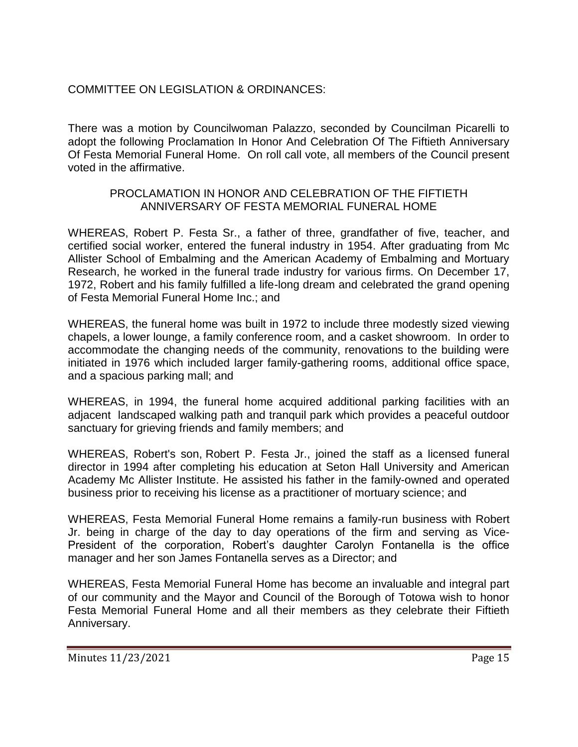COMMITTEE ON LEGISLATION & ORDINANCES:

There was a motion by Councilwoman Palazzo, seconded by Councilman Picarelli to adopt the following Proclamation In Honor And Celebration Of The Fiftieth Anniversary Of Festa Memorial Funeral Home. On roll call vote, all members of the Council present voted in the affirmative.

PROCLAMATION IN HONOR AND CELEBRATION OF THE FIFTIETH ANNIVERSARY OF FESTA MEMORIAL FUNERAL HOME

WHEREAS, Robert P. Festa Sr., a father of three, grandfather of five, teacher, and certified social worker, entered the funeral industry in 1954. After graduating from Mc Allister School of Embalming and the American Academy of Embalming and Mortuary Research, he worked in the funeral trade industry for various firms. On December 17, 1972, Robert and his family fulfilled a life-long dream and celebrated the grand opening of Festa Memorial Funeral Home Inc.; and

WHEREAS, the funeral home was built in 1972 to include three modestly sized viewing chapels, a lower lounge, a family conference room, and a casket showroom. In order to accommodate the changing needs of the community, renovations to the building were initiated in 1976 which included larger family-gathering rooms, additional office space, and a spacious parking mall; and

WHEREAS, in 1994, the funeral home acquired additional parking facilities with an adjacent landscaped walking path and tranquil park which provides a peaceful outdoor sanctuary for grieving friends and family members; and

WHEREAS, Robert's son, Robert P. Festa Jr., joined the staff as a licensed funeral director in 1994 after completing his education at Seton Hall University and American Academy Mc Allister Institute. He assisted his father in the family-owned and operated business prior to receiving his license as a practitioner of mortuary science; and

WHEREAS, Festa Memorial Funeral Home remains a family-run business with Robert Jr. being in charge of the day to day operations of the firm and serving as Vice-President of the corporation, Robert's daughter Carolyn Fontanella is the office manager and her son James Fontanella serves as a Director; and

WHEREAS, Festa Memorial Funeral Home has become an invaluable and integral part of our community and the Mayor and Council of the Borough of Totowa wish to honor Festa Memorial Funeral Home and all their members as they celebrate their Fiftieth Anniversary.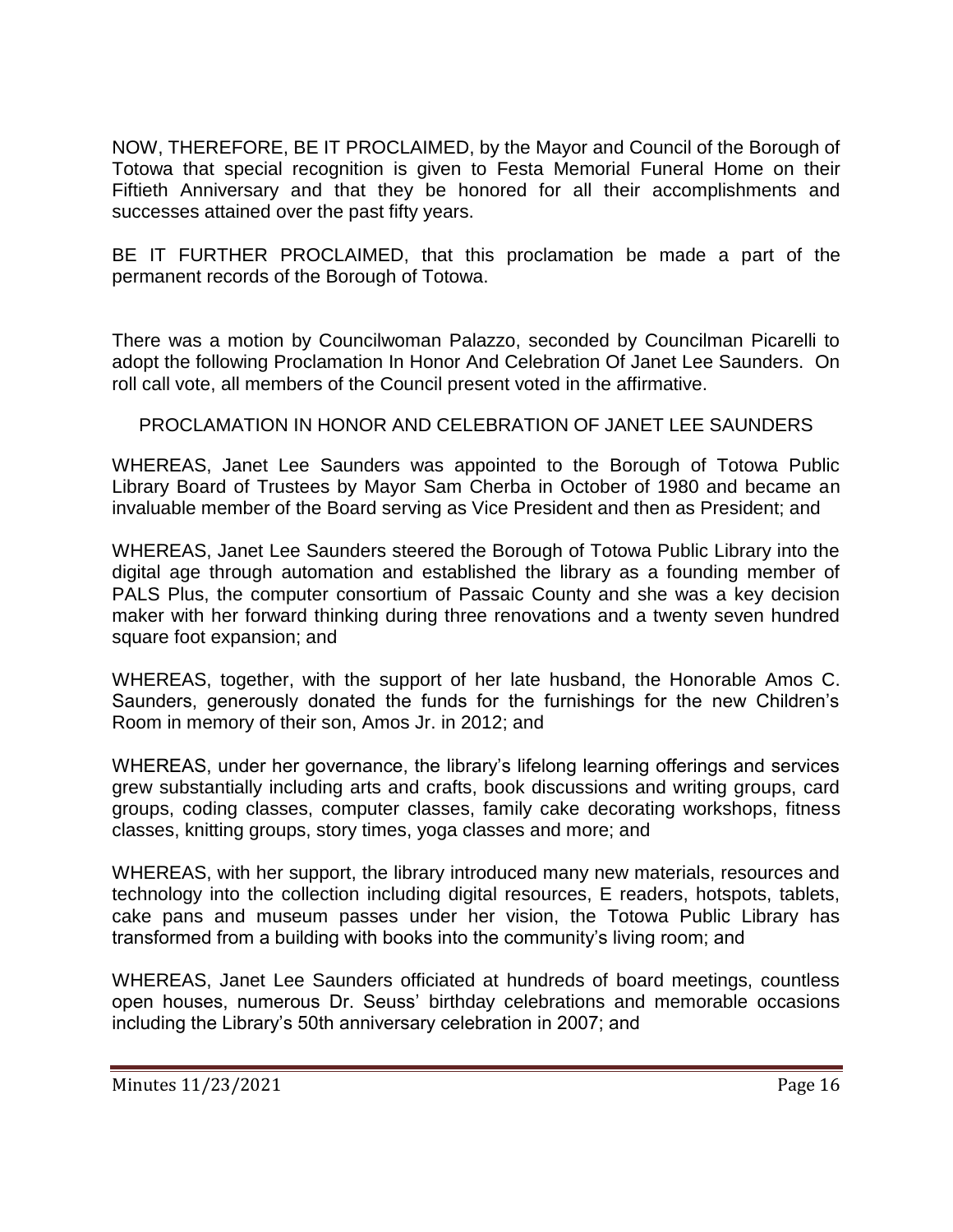NOW, THEREFORE, BE IT PROCLAIMED, by the Mayor and Council of the Borough of Totowa that special recognition is given to Festa Memorial Funeral Home on their Fiftieth Anniversary and that they be honored for all their accomplishments and successes attained over the past fifty years.

BE IT FURTHER PROCLAIMED, that this proclamation be made a part of the permanent records of the Borough of Totowa.

There was a motion by Councilwoman Palazzo, seconded by Councilman Picarelli to adopt the following Proclamation In Honor And Celebration Of Janet Lee Saunders. On roll call vote, all members of the Council present voted in the affirmative.

PROCLAMATION IN HONOR AND CELEBRATION OF JANET LEE SAUNDERS

WHEREAS, Janet Lee Saunders was appointed to the Borough of Totowa Public Library Board of Trustees by Mayor Sam Cherba in October of 1980 and became an invaluable member of the Board serving as Vice President and then as President; and

WHEREAS, Janet Lee Saunders steered the Borough of Totowa Public Library into the digital age through automation and established the library as a founding member of PALS Plus, the computer consortium of Passaic County and she was a key decision maker with her forward thinking during three renovations and a twenty seven hundred square foot expansion; and

WHEREAS, together, with the support of her late husband, the Honorable Amos C. Saunders, generously donated the funds for the furnishings for the new Children's Room in memory of their son, Amos Jr. in 2012; and

WHEREAS, under her governance, the library's lifelong learning offerings and services grew substantially including arts and crafts, book discussions and writing groups, card groups, coding classes, computer classes, family cake decorating workshops, fitness classes, knitting groups, story times, yoga classes and more; and

WHEREAS, with her support, the library introduced many new materials, resources and technology into the collection including digital resources, E readers, hotspots, tablets, cake pans and museum passes under her vision, the Totowa Public Library has transformed from a building with books into the community's living room; and

WHEREAS, Janet Lee Saunders officiated at hundreds of board meetings, countless open houses, numerous Dr. Seuss' birthday celebrations and memorable occasions including the Library's 50th anniversary celebration in 2007; and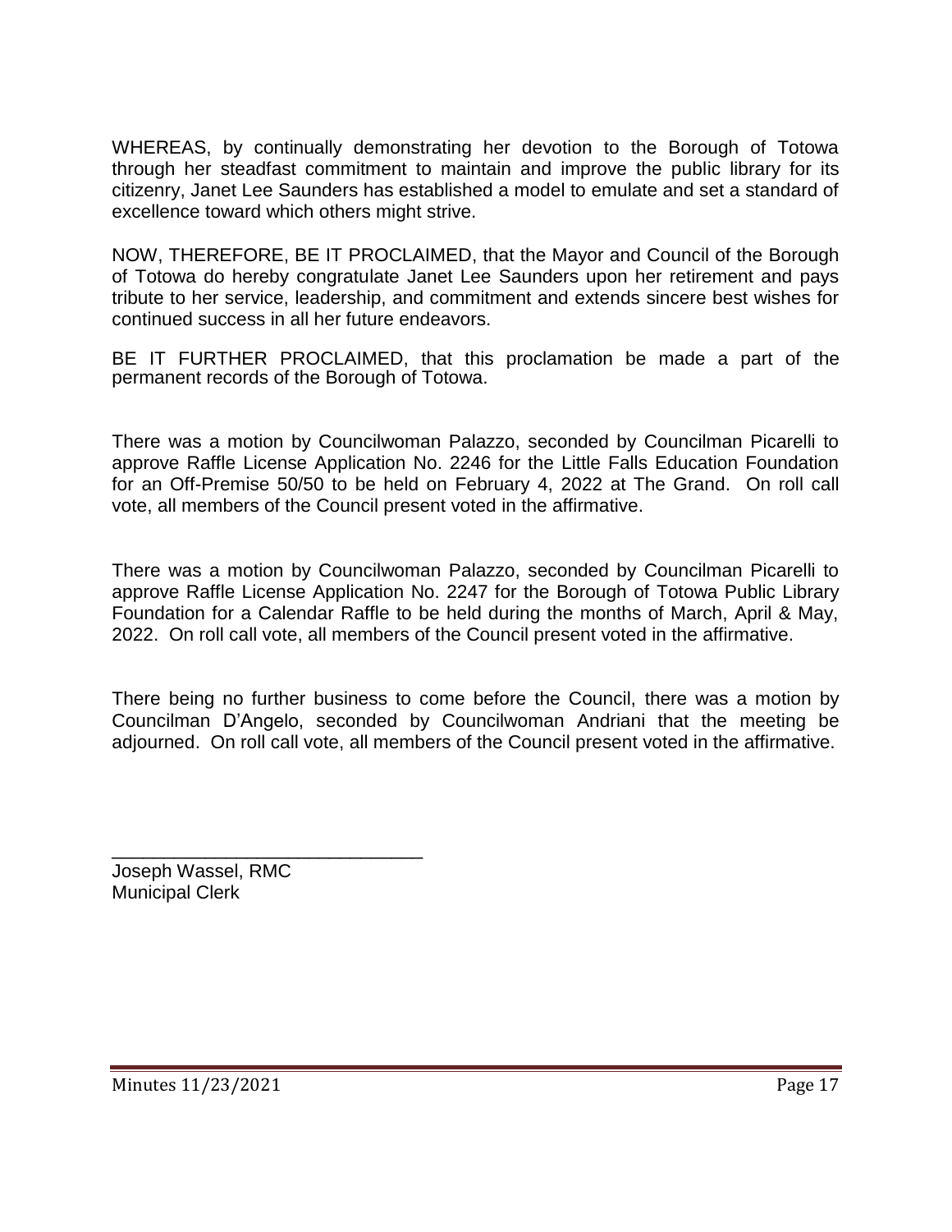WHEREAS, by continually demonstrating her devotion to the Borough of Totowa through her steadfast commitment to maintain and improve the public library for its citizenry, Janet Lee Saunders has established a model to emulate and set a standard of excellence toward which others might strive.

NOW, THEREFORE, BE IT PROCLAIMED, that the Mayor and Council of the Borough of Totowa do hereby congratulate Janet Lee Saunders upon her retirement and pays tribute to her service, leadership, and commitment and extends sincere best wishes for continued success in all her future endeavors.

BE IT FURTHER PROCLAIMED, that this proclamation be made a part of the permanent records of the Borough of Totowa.

There was a motion by Councilwoman Palazzo, seconded by Councilman Picarelli to approve Raffle License Application No. 2246 for the Little Falls Education Foundation for an Off-Premise 50/50 to be held on February 4, 2022 at The Grand. On roll call vote, all members of the Council present voted in the affirmative.

There was a motion by Councilwoman Palazzo, seconded by Councilman Picarelli to approve Raffle License Application No. 2247 for the Borough of Totowa Public Library Foundation for a Calendar Raffle to be held during the months of March, April & May, 2022. On roll call vote, all members of the Council present voted in the affirmative.

There being no further business to come before the Council, there was a motion by Councilman D'Angelo, seconded by Councilwoman Andriani that the meeting be adjourned. On roll call vote, all members of the Council present voted in the affirmative.

_______________________________
Joseph Wassel, RMC
Municipal Clerk